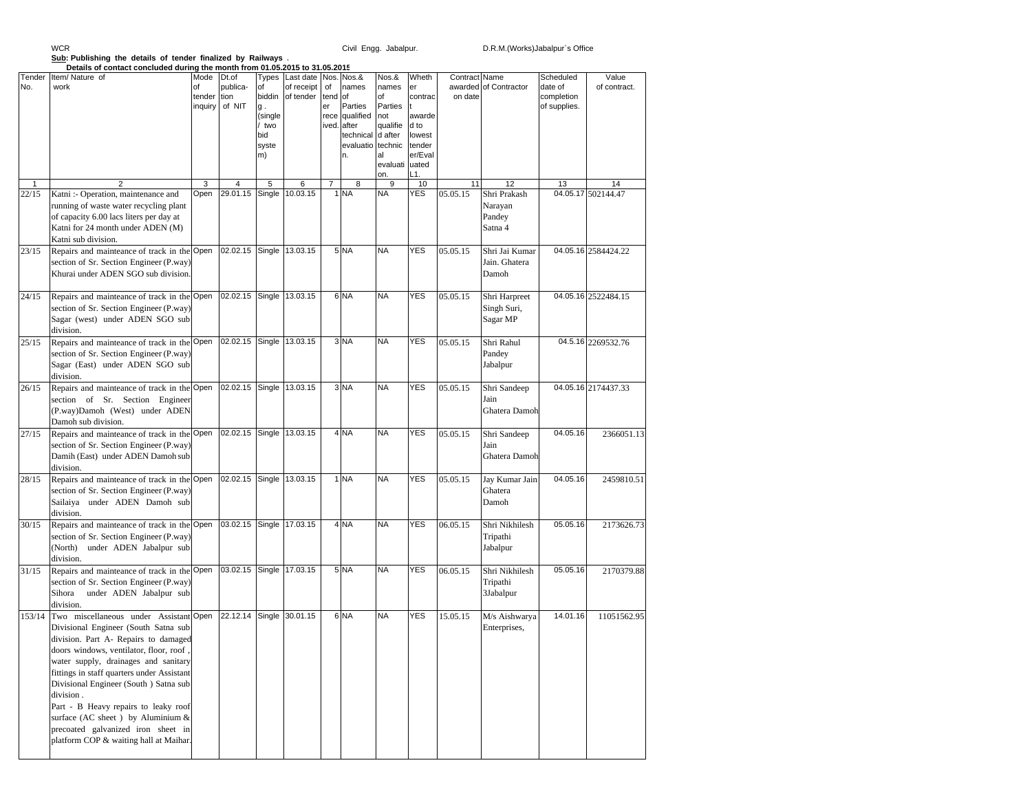WCR Civil Engg. Jabalpur. D.R.M.(Works)Jabalpur`s Office

**Sub: Publishing the details of tender finalized by Railways .**

**Details of contact concluded during the month from 01.05.2015 to 31.05.2015**

| Tender No. | Item/ Nature of work | Mode of tender inquiry | Dt.of publication of NIT | Types of bidding. (single / two bid system) | Last date of receipt of tender | Nos. of tender received. | Nos.& names of Parties qualified after technical evaluation. | Nos.& names of Parties not qualified after technical evaluation. | Whether contract awarded to lowest tenderer/Evaluated L1. | Contract awarded on date | Name of Contractor | Scheduled date of completion of supplies. | Value of contract. |
|---|---|---|---|---|---|---|---|---|---|---|---|---|---|
| 1 | 2 | 3 | 4 | 5 | 6 | 7 | 8 | 9 | 10 | 11 | 12 | 13 | 14 |
| 22/15 | Katni :- Operation, maintenance and running of waste water recycling plant of capacity 6.00 lacs liters per day at Katni for 24 month under ADEN (M) Katni sub division. | Open | 29.01.15 | Single | 10.03.15 | 1 | NA | NA | YES | 05.05.15 | Shri Prakash Narayan Pandey Satna 4 | 04.05.17 | 502144.47 |
| 23/15 | Repairs and mainteance of track in the section of Sr. Section Engineer (P.way) Khurai under ADEN SGO sub division. | Open | 02.02.15 | Single | 13.03.15 | 5 | NA | NA | YES | 05.05.15 | Shri Jai Kumar Jain. Ghatera Damoh | 04.05.16 | 2584424.22 |
| 24/15 | Repairs and mainteance of track in the section of Sr. Section Engineer (P.way) Sagar (west) under ADEN SGO sub division. | Open | 02.02.15 | Single | 13.03.15 | 6 | NA | NA | YES | 05.05.15 | Shri Harpreet Singh Suri, Sagar MP | 04.05.16 | 2522484.15 |
| 25/15 | Repairs and mainteance of track in the section of Sr. Section Engineer (P.way) Sagar (East) under ADEN SGO sub division. | Open | 02.02.15 | Single | 13.03.15 | 3 | NA | NA | YES | 05.05.15 | Shri Rahul Pandey Jabalpur | 04.5.16 | 2269532.76 |
| 26/15 | Repairs and mainteance of track in the section of Sr. Section Engineer (P.way)Damoh (West) under ADEN Damoh sub division. | Open | 02.02.15 | Single | 13.03.15 | 3 | NA | NA | YES | 05.05.15 | Shri Sandeep Jain Ghatera Damoh | 04.05.16 | 2174437.33 |
| 27/15 | Repairs and mainteance of track in the section of Sr. Section Engineer (P.way) Damih (East) under ADEN Damoh sub division. | Open | 02.02.15 | Single | 13.03.15 | 4 | NA | NA | YES | 05.05.15 | Shri Sandeep Jain Ghatera Damoh | 04.05.16 | 2366051.13 |
| 28/15 | Repairs and mainteance of track in the section of Sr. Section Engineer (P.way) Sailaiya under ADEN Damoh sub division. | Open | 02.02.15 | Single | 13.03.15 | 1 | NA | NA | YES | 05.05.15 | Jay Kumar Jain Ghatera Damoh | 04.05.16 | 2459810.51 |
| 30/15 | Repairs and mainteance of track in the section of Sr. Section Engineer (P.way) (North) under ADEN Jabalpur sub division. | Open | 03.02.15 | Single | 17.03.15 | 4 | NA | NA | YES | 06.05.15 | Shri Nikhilesh Tripathi Jabalpur | 05.05.16 | 2173626.73 |
| 31/15 | Repairs and mainteance of track in the section of Sr. Section Engineer (P.way) Sihora under ADEN Jabalpur sub division. | Open | 03.02.15 | Single | 17.03.15 | 5 | NA | NA | YES | 06.05.15 | Shri Nikhilesh Tripathi 3Jabalpur | 05.05.16 | 2170379.88 |
| 153/14 | Two miscellaneous under Assistant Divisional Engineer (South Satna sub division. Part A- Repairs to damaged doors windows, ventilator, floor, roof , water supply, drainages and sanitary fittings in staff quarters under Assistant Divisional Engineer (South ) Satna sub division . Part - B Heavy repairs to leaky roof surface (AC sheet ) by Aluminium & precoated galvanized iron sheet in platform COP & waiting hall at Maihar. | Open | 22.12.14 | Single | 30.01.15 | 6 | NA | NA | YES | 15.05.15 | M/s Aishwarya Enterprises, | 14.01.16 | 11051562.95 |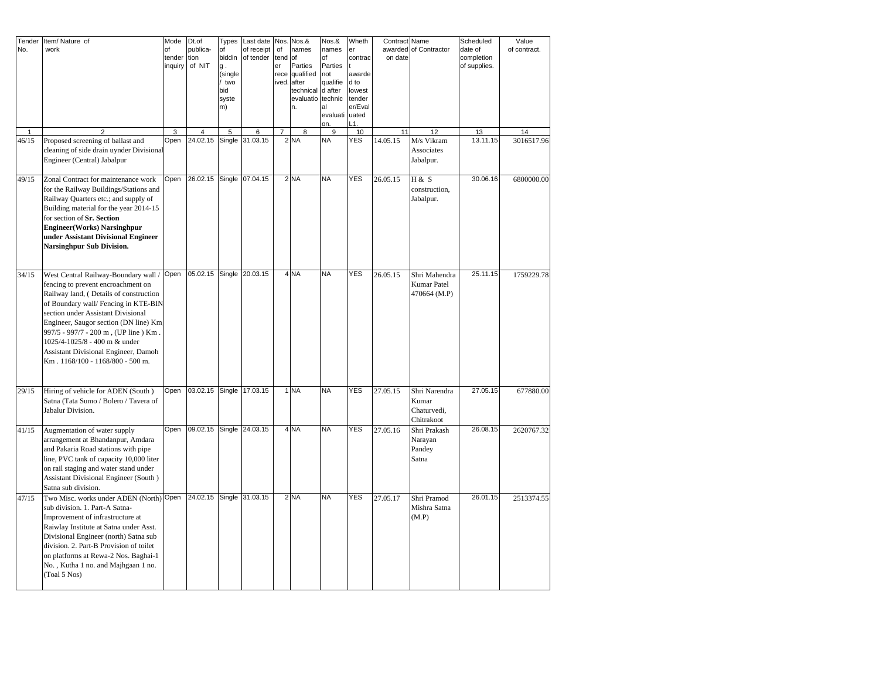| Tender No. | Item/ Nature of work | Mode of tender inquiry | Dt.of publica-tion of NIT | Types of biddin g . (single / two bid syste m) | Last date of receipt of tender | Nos. of tend er rece ived. | Nos.& names of Parties qualified after technical evaluatio n. | Nos.& names of Parties not qualifie d after technic al evaluati on. | Wheth er contrac t awarde d to lowest tender er/Eval uated L1. | Contract awarded on date | Name of Contractor | Scheduled date of completion of supplies. | Value of contract. |
|---|---|---|---|---|---|---|---|---|---|---|---|---|---|
| 1 | 2 | 3 | 4 | 5 | 6 | 7 | 8 | 9 | 10 | 11 | 12 | 13 | 14 |
| 46/15 | Proposed screening of ballast and cleaning of side drain uynder Divisional Engineer (Central) Jabalpur | Open | 24.02.15 | Single | 31.03.15 | 2 | NA | NA | YES | 14.05.15 | M/s Vikram Associates Jabalpur. | 13.11.15 | 3016517.96 |
| 49/15 | Zonal Contract for maintenance work for the Railway Buildings/Stations and Railway Quarters etc.; and supply of Building material for the year 2014-15 for section of **Sr. Section Engineer(Works) Narsinghpur under Assistant Divisional Engineer Narsinghpur Sub Division.** | Open | 26.02.15 | Single | 07.04.15 | 2 | NA | NA | YES | 26.05.15 | H & S construction, Jabalpur. | 30.06.16 | 6800000.00 |
| 34/15 | West Central Railway-Boundary wall / fencing to prevent encroachment on Railway land, ( Details of construction of Boundary wall/ Fencing in KTE-BIN section under Assistant Divisional Engineer, Saugor section (DN line) Km. 997/5 - 997/7 - 200 m , (UP line ) Km . 1025/4-1025/8 - 400 m & under Assistant Divisional Engineer, Damoh Km . 1168/100 - 1168/800 - 500 m. | Open | 05.02.15 | Single | 20.03.15 | 4 | NA | NA | YES | 26.05.15 | Shri Mahendra Kumar Patel 470664 (M.P) | 25.11.15 | 1759229.78 |
| 29/15 | Hiring of vehicle for ADEN (South ) Satna (Tata Sumo / Bolero / Tavera of Jabalur Division. | Open | 03.02.15 | Single | 17.03.15 | 1 | NA | NA | YES | 27.05.15 | Shri Narendra Kumar Chaturvedi, Chitrakoot | 27.05.15 | 677880.00 |
| 41/15 | Augmentation of water supply arrangement at Bhandanpur, Amdara and Pakaria Road stations with pipe line, PVC tank of capacity 10,000 liter on rail staging and water stand under Assistant Divisional Engineer (South ) Satna sub division. | Open | 09.02.15 | Single | 24.03.15 | 4 | NA | NA | YES | 27.05.16 | Shri Prakash Narayan Pandey Satna | 26.08.15 | 2620767.32 |
| 47/15 | Two Misc. works under ADEN (North) sub division. 1. Part-A Satna-Improvement of infrastructure at Raiwlay Institute at Satna under Asst. Divisional Engineer (north) Satna sub division. 2. Part-B Provision of toilet on platforms at Rewa-2 Nos. Baghai-1 No. , Kutha 1 no. and Majhgaan 1 no. (Toal 5 Nos) | Open | 24.02.15 | Single | 31.03.15 | 2 | NA | NA | YES | 27.05.17 | Shri Pramod Mishra Satna (M.P) | 26.01.15 | 2513374.55 |